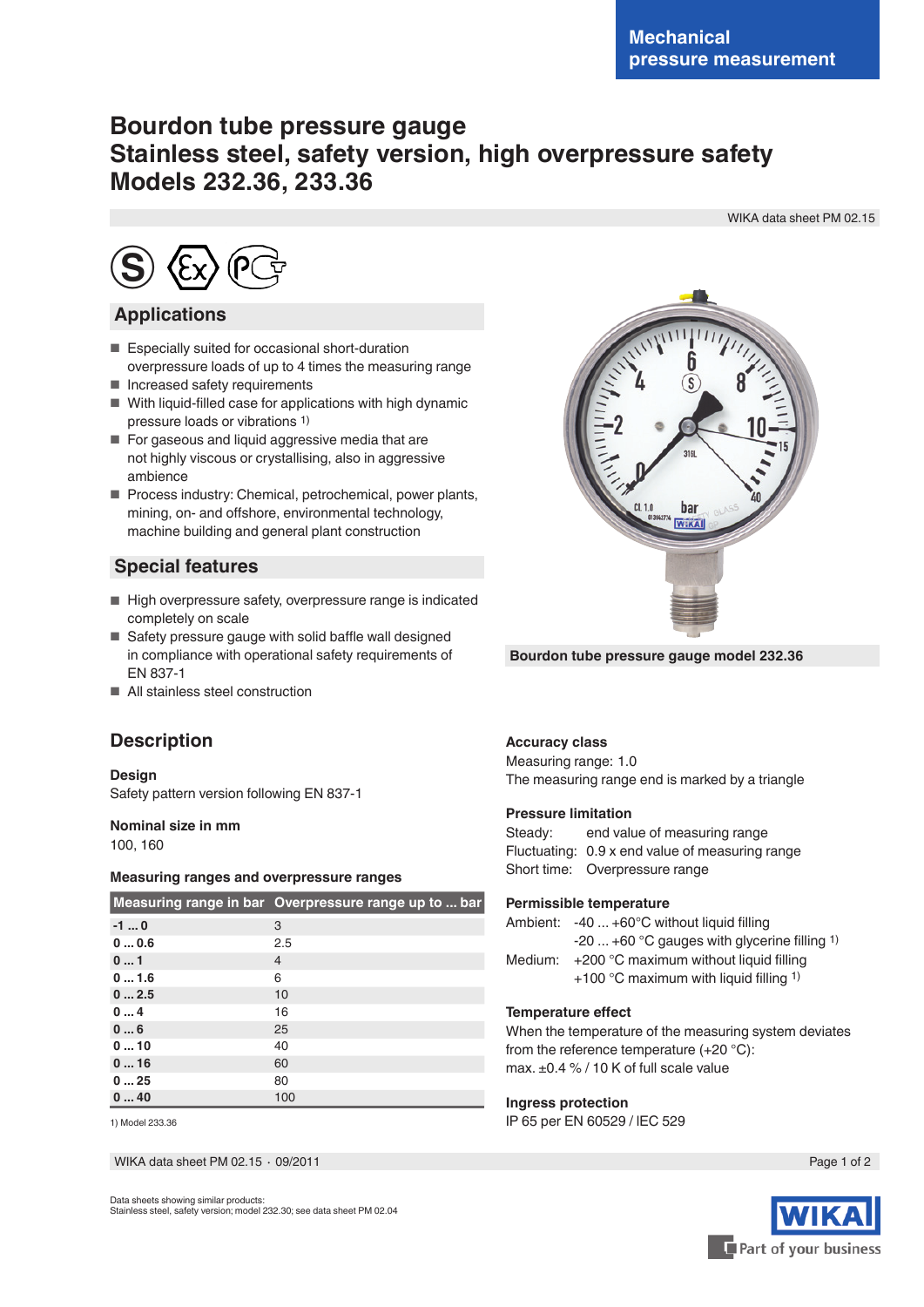Mechanical pressure measurement

# Bourdon tube pressure gauge
# Stainless steel, safety version, high overpressure safety
# Models 232.36, 233.36

WIKA data sheet PM 02.15

## Applications

- Especially suited for occasional short-duration overpressure loads of up to 4 times the measuring range
- Increased safety requirements
- With liquid-filled case for applications with high dynamic pressure loads or vibrations [1)]
- For gaseous and liquid aggressive media that are not highly viscous or crystallising, also in aggressive ambience
- Process industry: Chemical, petrochemical, power plants, mining, on- and offshore, environmental technology, machine building and general plant construction

## Special features

- High overpressure safety, overpressure range is indicated completely on scale
- Safety pressure gauge with solid baffle wall designed in compliance with operational safety requirements of EN 837-1
- All stainless steel construction

Bourdon tube pressure gauge model 232.36

## Description

### Design

Safety pattern version following EN 837-1

### Nominal size in mm

100, 160

### Measuring ranges and overpressure ranges

| Measuring range in bar | Overpressure range up to ... bar |
|---|---|
| **-1 ... 0** | 3 |
| **0 ... 0.6** | 2.5 |
| **0 ... 1** | 4 |
| **0 ... 1.6** | 6 |
| **0 ... 2.5** | 10 |
| **0 ... 4** | 16 |
| **0 ... 6** | 25 |
| **0 ... 10** | 40 |
| **0 ... 16** | 60 |
| **0 ... 25** | 80 |
| **0 ... 40** | 100 |

1) Model 233.36

### Accuracy class

Measuring range: 1.0
The measuring range end is marked by a triangle

### Pressure limitation

Steady: end value of measuring range
Fluctuating: 0.9 x end value of measuring range
Short time: Overpressure range

### Permissible temperature

Ambient: -40 ... +60°C without liquid filling
-20 ... +60 °C gauges with glycerine filling [1)]
Medium: +200 °C maximum without liquid filling
+100 °C maximum with liquid filling [1)]

### Temperature effect

When the temperature of the measuring system deviates from the reference temperature (+20 °C):
max. ±0.4 % / 10 K of full scale value

### Ingress protection

IP 65 per EN 60529 / IEC 529

Data sheets showing similar products:
Stainless steel, safety version; model 232.30; see data sheet PM 02.04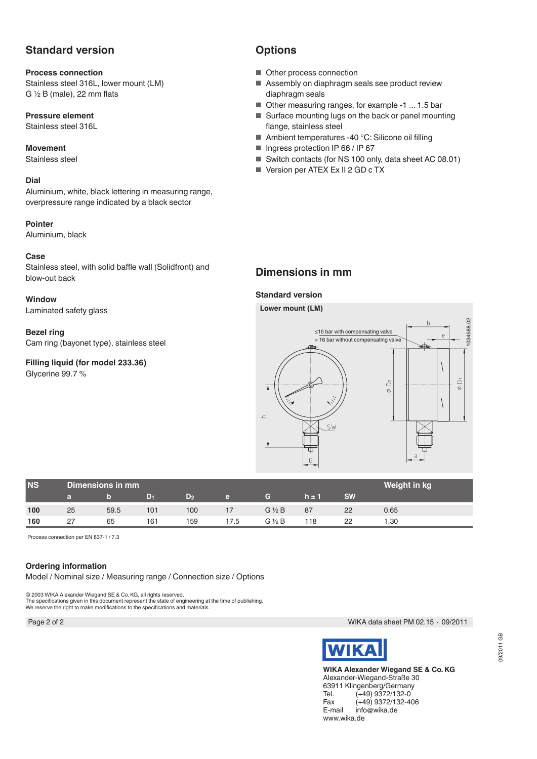## Standard version

**Process connection**
Stainless steel 316L, lower mount (LM)
G ½ B (male), 22 mm flats

**Pressure element**
Stainless steel 316L

**Movement**
Stainless steel

**Dial**
Aluminium, white, black lettering in measuring range, overpressure range indicated by a black sector

**Pointer**
Aluminium, black

**Case**
Stainless steel, with solid baffle wall (Solidfront) and blow-out back

**Window**
Laminated safety glass

**Bezel ring**
Cam ring (bayonet type), stainless steel

**Filling liquid (for model 233.36)**
Glycerine 99.7 %

## Options

- Other process connection
- Assembly on diaphragm seals see product review diaphragm seals
- Other measuring ranges, for example -1 ... 1.5 bar
- Surface mounting lugs on the back or panel mounting flange, stainless steel
- Ambient temperatures -40 °C: Silicone oil filling
- Ingress protection IP 66 / IP 67
- Switch contacts (for NS 100 only, data sheet AC 08.01)
- Version per ATEX Ex II 2 GD c TX

## Dimensions in mm

**Standard version**

**Lower mount (LM)**

≤16 bar with compensating valve
> 16 bar without compensating valve

b
e
1034588.02
$\phi$ D2
$\phi$ D1
h
SW
G
a

| NS | Dimensions in mm | | | | | | | | Weight in kg |
|---|---|---|---|---|---|---|---|---|---|
| | a | b | $D_1$ | $D_2$ | e | G | h ± 1 | SW | |
| **100** | 25 | 59.5 | 101 | 100 | 17 | G ½ B | 87 | 22 | 0.65 |
| **160** | 27 | 65 | 161 | 159 | 17.5 | G ½ B | 118 | 22 | 1.30 |

Process connection per EN 837-1 / 7.3

### Ordering information

Model / Nominal size / Measuring range / Connection size / Options

© 2003 WIKA Alexander Wiegand SE & Co. KG, all rights reserved.
The specifications given in this document represent the state of engineering at the time of publishing.
We reserve the right to make modifications to the specifications and materials.

WIKA data sheet PM 02.15 · 09/2011

09/2011 GB

**WIKA Alexander Wiegand SE & Co. KG**
Alexander-Wiegand-Straße 30
63911 Klingenberg/Germany
Tel. (+49) 9372/132-0
Fax (+49) 9372/132-406
E-mail info@wika.de
www.wika.de